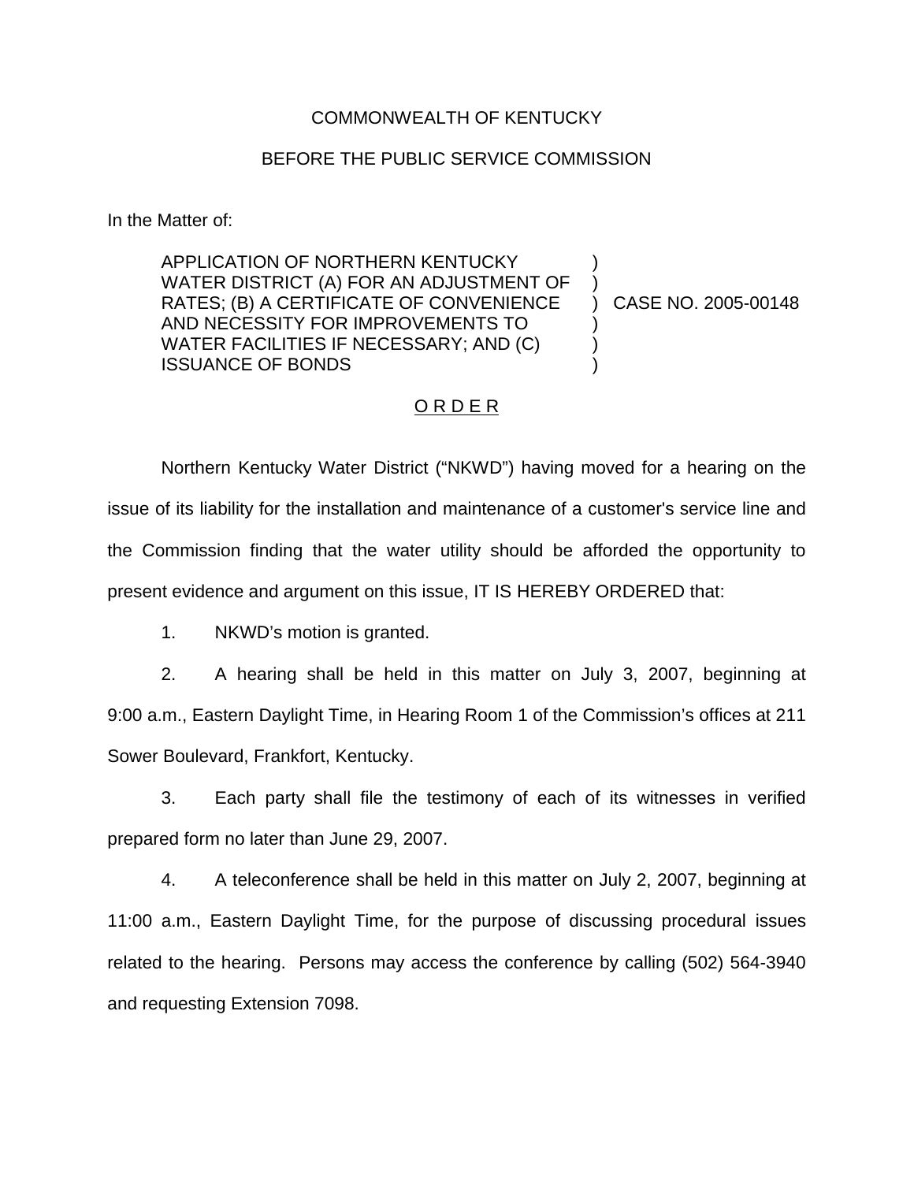COMMONWEALTH OF KENTUCKY

BEFORE THE PUBLIC SERVICE COMMISSION

In the Matter of:

| | | |
|---|---|---|
| APPLICATION OF NORTHERN KENTUCKY WATER DISTRICT (A) FOR AN ADJUSTMENT OF RATES; (B) A CERTIFICATE OF CONVENIENCE AND NECESSITY FOR IMPROVEMENTS TO WATER FACILITIES IF NECESSARY; AND (C) ISSUANCE OF BONDS | ) | CASE NO. 2005-00148 |

## O R D E R

Northern Kentucky Water District ("NKWD") having moved for a hearing on the issue of its liability for the installation and maintenance of a customer's service line and the Commission finding that the water utility should be afforded the opportunity to present evidence and argument on this issue, IT IS HEREBY ORDERED that:

1. NKWD's motion is granted.

2. A hearing shall be held in this matter on July 3, 2007, beginning at 9:00 a.m., Eastern Daylight Time, in Hearing Room 1 of the Commission's offices at 211 Sower Boulevard, Frankfort, Kentucky.

3. Each party shall file the testimony of each of its witnesses in verified prepared form no later than June 29, 2007.

4. A teleconference shall be held in this matter on July 2, 2007, beginning at 11:00 a.m., Eastern Daylight Time, for the purpose of discussing procedural issues related to the hearing. Persons may access the conference by calling (502) 564-3940 and requesting Extension 7098.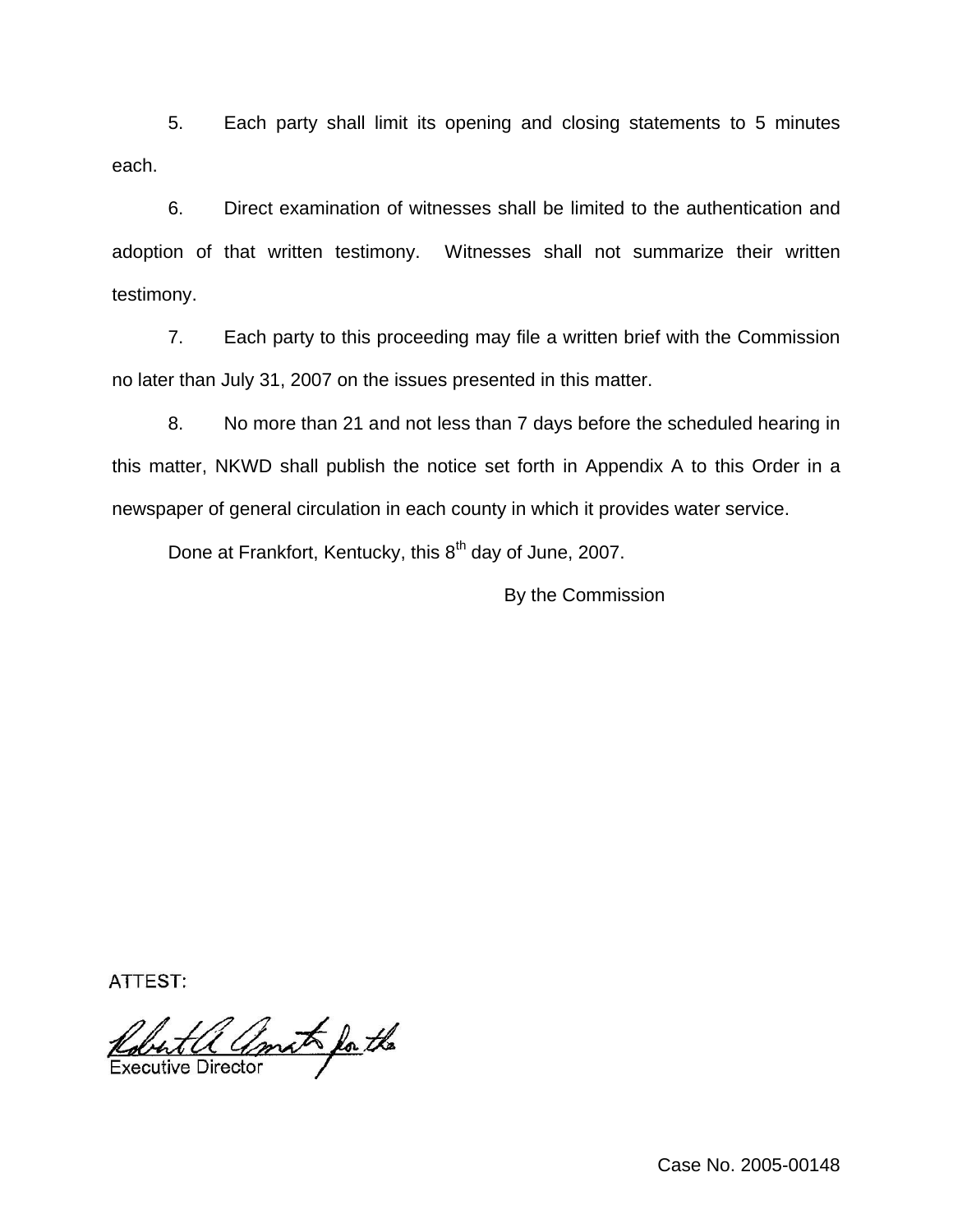5. Each party shall limit its opening and closing statements to 5 minutes each.

6. Direct examination of witnesses shall be limited to the authentication and adoption of that written testimony. Witnesses shall not summarize their written testimony.

7. Each party to this proceeding may file a written brief with the Commission no later than July 31, 2007 on the issues presented in this matter.

8. No more than 21 and not less than 7 days before the scheduled hearing in this matter, NKWD shall publish the notice set forth in Appendix A to this Order in a newspaper of general circulation in each county in which it provides water service.

Done at Frankfort, Kentucky, this 8th day of June, 2007.

By the Commission

ATTEST:

Executive Director

Case No. 2005-00148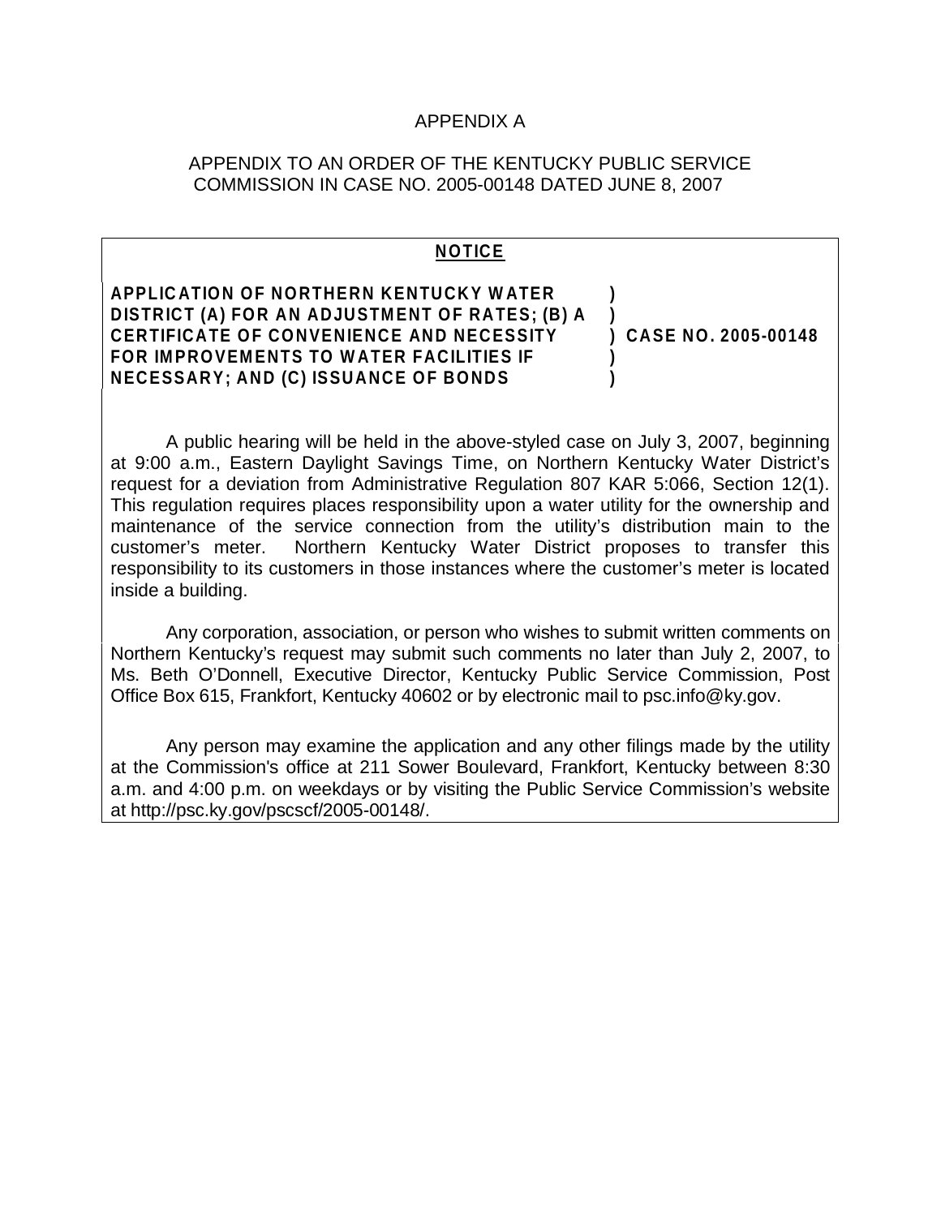APPENDIX A

APPENDIX TO AN ORDER OF THE KENTUCKY PUBLIC SERVICE COMMISSION IN CASE NO. 2005-00148 DATED JUNE 8, 2007

**NOTICE**

| | | |
|---|---|---|
| **APPLICATION OF NORTHERN KENTUCKY WATER DISTRICT (A) FOR AN ADJUSTMENT OF RATES; (B) A CERTIFICATE OF CONVENIENCE AND NECESSITY FOR IMPROVEMENTS TO WATER FACILITIES IF NECESSARY; AND (C) ISSUANCE OF BONDS** | **)** | **CASE NO. 2005-00148** |

A public hearing will be held in the above-styled case on July 3, 2007, beginning at 9:00 a.m., Eastern Daylight Savings Time, on Northern Kentucky Water District's request for a deviation from Administrative Regulation 807 KAR 5:066, Section 12(1). This regulation requires places responsibility upon a water utility for the ownership and maintenance of the service connection from the utility's distribution main to the customer's meter. Northern Kentucky Water District proposes to transfer this responsibility to its customers in those instances where the customer's meter is located inside a building.

Any corporation, association, or person who wishes to submit written comments on Northern Kentucky's request may submit such comments no later than July 2, 2007, to Ms. Beth O'Donnell, Executive Director, Kentucky Public Service Commission, Post Office Box 615, Frankfort, Kentucky 40602 or by electronic mail to psc.info@ky.gov.

Any person may examine the application and any other filings made by the utility at the Commission's office at 211 Sower Boulevard, Frankfort, Kentucky between 8:30 a.m. and 4:00 p.m. on weekdays or by visiting the Public Service Commission's website at http://psc.ky.gov/pscscf/2005-00148/.